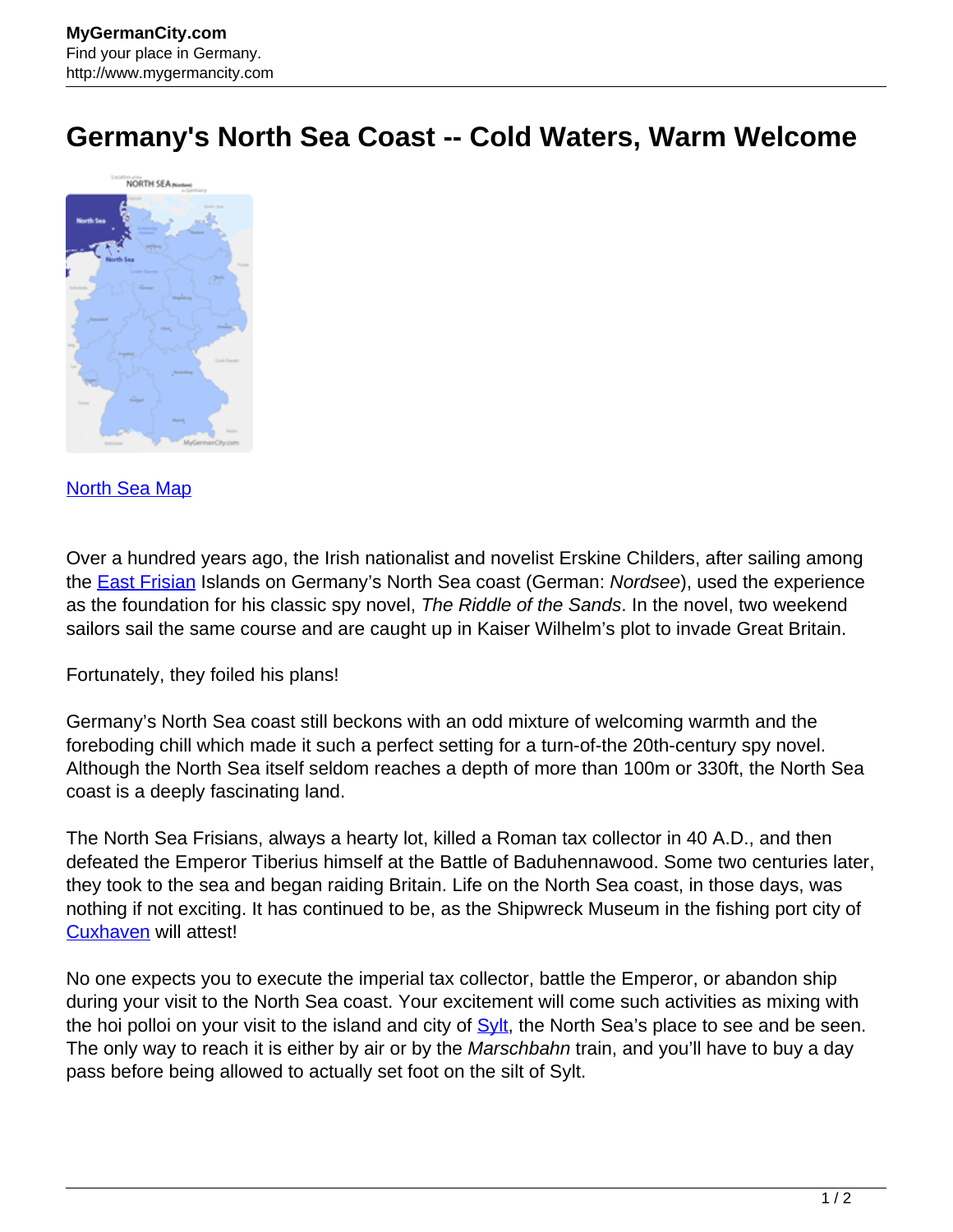MyGermanCity.com
Find your place in Germany.
http://www.mygermancity.com

# Germany's North Sea Coast -- Cold Waters, Warm Welcome

North Sea Map

Over a hundred years ago, the Irish nationalist and novelist Erskine Childers, after sailing among the East Frisian Islands on Germany's North Sea coast (German: *Nordsee*), used the experience as the foundation for his classic spy novel, *The Riddle of the Sands*. In the novel, two weekend sailors sail the same course and are caught up in Kaiser Wilhelm's plot to invade Great Britain.

Fortunately, they foiled his plans!

Germany's North Sea coast still beckons with an odd mixture of welcoming warmth and the foreboding chill which made it such a perfect setting for a turn-of-the 20th-century spy novel. Although the North Sea itself seldom reaches a depth of more than 100m or 330ft, the North Sea coast is a deeply fascinating land.

The North Sea Frisians, always a hearty lot, killed a Roman tax collector in 40 A.D., and then defeated the Emperor Tiberius himself at the Battle of Baduhennawood. Some two centuries later, they took to the sea and began raiding Britain. Life on the North Sea coast, in those days, was nothing if not exciting. It has continued to be, as the Shipwreck Museum in the fishing port city of Cuxhaven will attest!

No one expects you to execute the imperial tax collector, battle the Emperor, or abandon ship during your visit to the North Sea coast. Your excitement will come such activities as mixing with the hoi polloi on your visit to the island and city of Sylt, the North Sea's place to see and be seen. The only way to reach it is either by air or by the *Marschbahn* train, and you'll have to buy a day pass before being allowed to actually set foot on the silt of Sylt.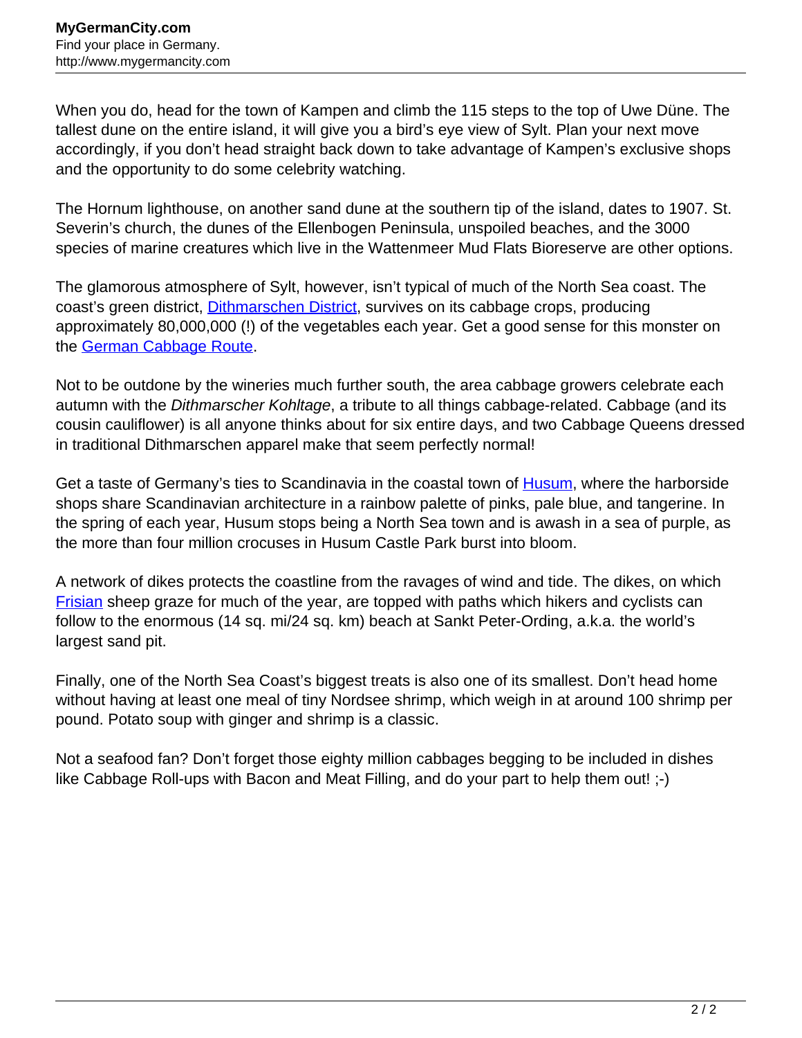When you do, head for the town of Kampen and climb the 115 steps to the top of Uwe Düne. The tallest dune on the entire island, it will give you a bird's eye view of Sylt. Plan your next move accordingly, if you don't head straight back down to take advantage of Kampen's exclusive shops and the opportunity to do some celebrity watching.

The Hornum lighthouse, on another sand dune at the southern tip of the island, dates to 1907. St. Severin's church, the dunes of the Ellenbogen Peninsula, unspoiled beaches, and the 3000 species of marine creatures which live in the Wattenmeer Mud Flats Bioreserve are other options.

The glamorous atmosphere of Sylt, however, isn't typical of much of the North Sea coast. The coast's green district, Dithmarschen District, survives on its cabbage crops, producing approximately 80,000,000 (!) of the vegetables each year. Get a good sense for this monster on the German Cabbage Route.

Not to be outdone by the wineries much further south, the area cabbage growers celebrate each autumn with the *Dithmarscher Kohltage*, a tribute to all things cabbage-related. Cabbage (and its cousin cauliflower) is all anyone thinks about for six entire days, and two Cabbage Queens dressed in traditional Dithmarschen apparel make that seem perfectly normal!

Get a taste of Germany's ties to Scandinavia in the coastal town of Husum, where the harborside shops share Scandinavian architecture in a rainbow palette of pinks, pale blue, and tangerine. In the spring of each year, Husum stops being a North Sea town and is awash in a sea of purple, as the more than four million crocuses in Husum Castle Park burst into bloom.

A network of dikes protects the coastline from the ravages of wind and tide. The dikes, on which Frisian sheep graze for much of the year, are topped with paths which hikers and cyclists can follow to the enormous (14 sq. mi/24 sq. km) beach at Sankt Peter-Ording, a.k.a. the world's largest sand pit.

Finally, one of the North Sea Coast's biggest treats is also one of its smallest. Don't head home without having at least one meal of tiny Nordsee shrimp, which weigh in at around 100 shrimp per pound. Potato soup with ginger and shrimp is a classic.

Not a seafood fan? Don't forget those eighty million cabbages begging to be included in dishes like Cabbage Roll-ups with Bacon and Meat Filling, and do your part to help them out! ;-)